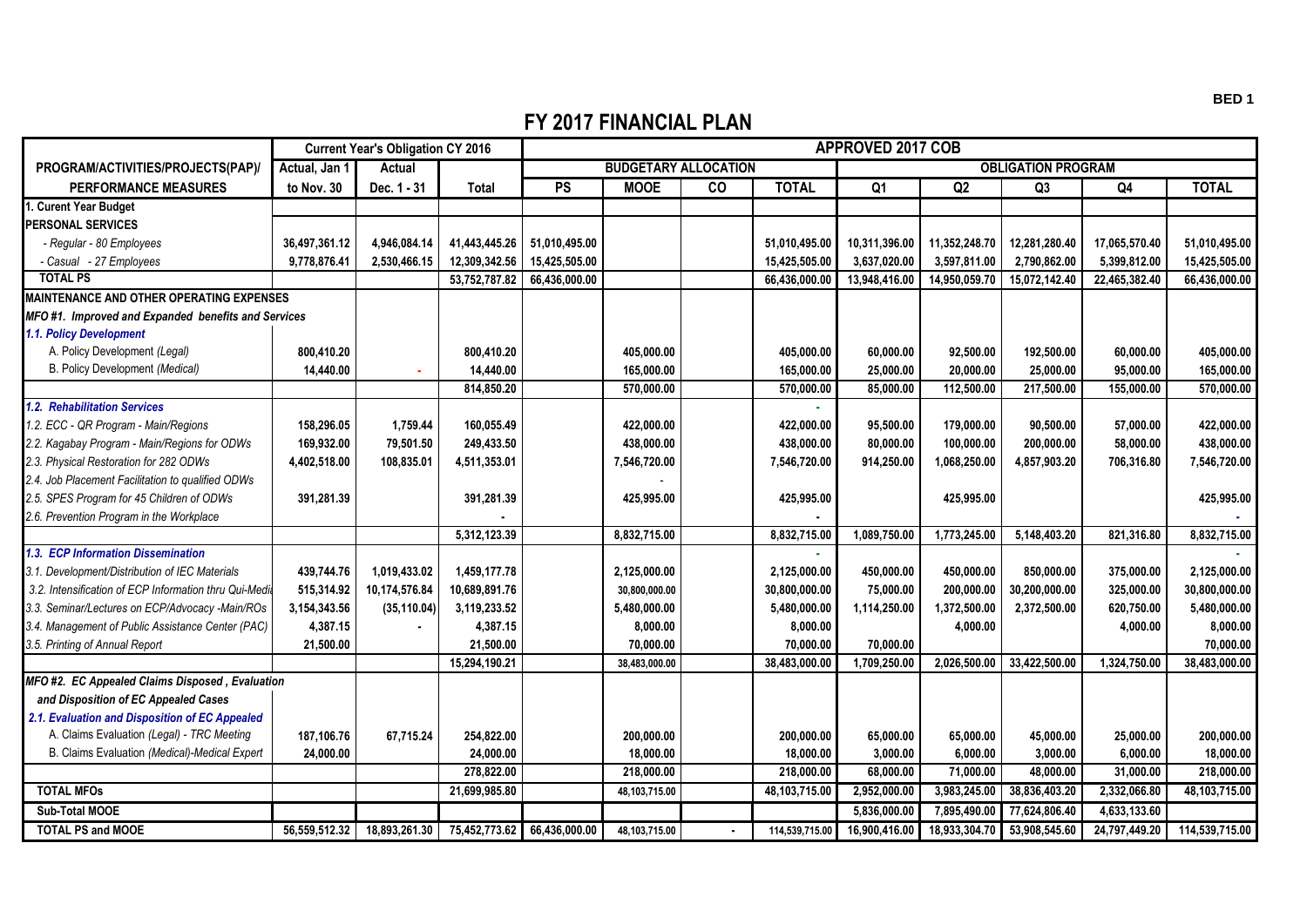BED 1

# FY 2017 FINANCIAL PLAN

| PROGRAM/ACTIVITIES/PROJECTS(PAP)/ PERFORMANCE MEASURES | Current Year's Obligation CY 2016 | | | APPROVED 2017 COB | | | | | | | | |
|---|---|---|---|---|---|---|---|---|---|---|---|---|
| | | | | BUDGETARY ALLOCATION | | | | OBLIGATION PROGRAM | | | | |
| | Actual, Jan 1 to Nov. 30 | Actual Dec. 1 - 31 | Total | PS | MOOE | CO | TOTAL | Q1 | Q2 | Q3 | Q4 | TOTAL |
| **1. Curent Year Budget** | | | | | | | | | | | | |
| **PERSONAL SERVICES** | | | | | | | | | | | | |
| *- Regular - 80 Employees* | 36,497,361.12 | 4,946,084.14 | 41,443,445.26 | 51,010,495.00 | | | 51,010,495.00 | 10,311,396.00 | 11,352,248.70 | 12,281,280.40 | 17,065,570.40 | 51,010,495.00 |
| *- Casual - 27 Employees* | 9,778,876.41 | 2,530,466.15 | 12,309,342.56 | 15,425,505.00 | | | 15,425,505.00 | 3,637,020.00 | 3,597,811.00 | 2,790,862.00 | 5,399,812.00 | 15,425,505.00 |
| **TOTAL PS** | | | 53,752,787.82 | 66,436,000.00 | | | 66,436,000.00 | 13,948,416.00 | 14,950,059.70 | 15,072,142.40 | 22,465,382.40 | 66,436,000.00 |
| **MAINTENANCE AND OTHER OPERATING EXPENSES** | | | | | | | | | | | | |
| ***MFO #1. Improved and Expanded benefits and Services*** | | | | | | | | | | | | |
| ***1.1. Policy Development*** | | | | | | | | | | | | |
| A. Policy Development *(Legal)* | 800,410.20 | | 800,410.20 | | 405,000.00 | | 405,000.00 | 60,000.00 | 92,500.00 | 192,500.00 | 60,000.00 | 405,000.00 |
| B. Policy Development *(Medical)* | 14,440.00 | - | 14,440.00 | | 165,000.00 | | 165,000.00 | 25,000.00 | 20,000.00 | 25,000.00 | 95,000.00 | 165,000.00 |
| | | | 814,850.20 | | 570,000.00 | | 570,000.00 | 85,000.00 | 112,500.00 | 217,500.00 | 155,000.00 | 570,000.00 |
| ***1.2. Rehabilitation Services*** | | | | | | | - | | | | | |
| *1.2. ECC - QR Program - Main/Regions* | 158,296.05 | 1,759.44 | 160,055.49 | | 422,000.00 | | 422,000.00 | 95,500.00 | 179,000.00 | 90,500.00 | 57,000.00 | 422,000.00 |
| *2.2. Kagabay Program - Main/Regions for ODWs* | 169,932.00 | 79,501.50 | 249,433.50 | | 438,000.00 | | 438,000.00 | 80,000.00 | 100,000.00 | 200,000.00 | 58,000.00 | 438,000.00 |
| *2.3. Physical Restoration for 282 ODWs* | 4,402,518.00 | 108,835.01 | 4,511,353.01 | | 7,546,720.00 | | 7,546,720.00 | 914,250.00 | 1,068,250.00 | 4,857,903.20 | 706,316.80 | 7,546,720.00 |
| *2.4. Job Placement Facilitation to qualified ODWs* | | | | | - | | | | | | | |
| *2.5. SPES Program for 45 Children of ODWs* | 391,281.39 | | 391,281.39 | | 425,995.00 | | 425,995.00 | | 425,995.00 | | | 425,995.00 |
| *2.6. Prevention Program in the Workplace* | | | - | | | | - | | | | | - |
| | | | 5,312,123.39 | | 8,832,715.00 | | 8,832,715.00 | 1,089,750.00 | 1,773,245.00 | 5,148,403.20 | 821,316.80 | 8,832,715.00 |
| ***1.3. ECP Information Dissemination*** | | | | | | | - | | | | | - |
| *3.1. Development/Distribution of IEC Materials* | 439,744.76 | 1,019,433.02 | 1,459,177.78 | | 2,125,000.00 | | 2,125,000.00 | 450,000.00 | 450,000.00 | 850,000.00 | 375,000.00 | 2,125,000.00 |
| *3.2. Intensification of ECP Information thru Qui-Media* | 515,314.92 | 10,174,576.84 | 10,689,891.76 | | 30,800,000.00 | | 30,800,000.00 | 75,000.00 | 200,000.00 | 30,200,000.00 | 325,000.00 | 30,800,000.00 |
| *3.3. Seminar/Lectures on ECP/Advocacy -Main/ROs* | 3,154,343.56 | (35,110.04) | 3,119,233.52 | | 5,480,000.00 | | 5,480,000.00 | 1,114,250.00 | 1,372,500.00 | 2,372,500.00 | 620,750.00 | 5,480,000.00 |
| *3.4. Management of Public Assistance Center (PAC)* | 4,387.15 | - | 4,387.15 | | 8,000.00 | | 8,000.00 | | 4,000.00 | | 4,000.00 | 8,000.00 |
| *3.5. Printing of Annual Report* | 21,500.00 | | 21,500.00 | | 70,000.00 | | 70,000.00 | 70,000.00 | | | | 70,000.00 |
| | | | 15,294,190.21 | | 38,483,000.00 | | 38,483,000.00 | 1,709,250.00 | 2,026,500.00 | 33,422,500.00 | 1,324,750.00 | 38,483,000.00 |
| ***MFO #2. EC Appealed Claims Disposed , Evaluation and Disposition of EC Appealed Cases*** | | | | | | | | | | | | |
| ***2.1. Evaluation and Disposition of EC Appealed*** | | | | | | | | | | | | |
| A. Claims Evaluation *(Legal) - TRC Meeting* | 187,106.76 | 67,715.24 | 254,822.00 | | 200,000.00 | | 200,000.00 | 65,000.00 | 65,000.00 | 45,000.00 | 25,000.00 | 200,000.00 |
| B. Claims Evaluation *(Medical)-Medical Expert* | 24,000.00 | | 24,000.00 | | 18,000.00 | | 18,000.00 | 3,000.00 | 6,000.00 | 3,000.00 | 6,000.00 | 18,000.00 |
| | | | 278,822.00 | | 218,000.00 | | 218,000.00 | 68,000.00 | 71,000.00 | 48,000.00 | 31,000.00 | 218,000.00 |
| **TOTAL MFOs** | | | 21,699,985.80 | | 48,103,715.00 | | 48,103,715.00 | 2,952,000.00 | 3,983,245.00 | 38,836,403.20 | 2,332,066.80 | 48,103,715.00 |
| **Sub-Total MOOE** | | | | | | | | 5,836,000.00 | 7,895,490.00 | 77,624,806.40 | 4,633,133.60 | |
| **TOTAL PS and MOOE** | 56,559,512.32 | 18,893,261.30 | 75,452,773.62 | 66,436,000.00 | 48,103,715.00 | - | 114,539,715.00 | 16,900,416.00 | 18,933,304.70 | 53,908,545.60 | 24,797,449.20 | 114,539,715.00 |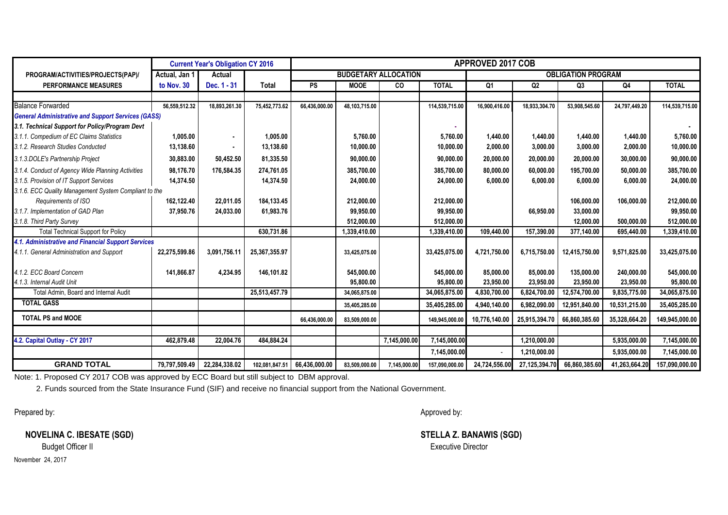| PROGRAM/ACTIVITIES/PROJECTS(PAP)/ PERFORMANCE MEASURES | Current Year's Obligation CY 2016 | | | APPROVED 2017 COB | | | | | | | | |
|---|---|---|---|---|---|---|---|---|---|---|---|---|
| | | | | BUDGETARY ALLOCATION | | | | OBLIGATION PROGRAM | | | | |
| | Actual, Jan 1 to Nov. 30 | Actual Dec. 1 - 31 | Total | PS | MOOE | CO | TOTAL | Q1 | Q2 | Q3 | Q4 | TOTAL |
| Balance Forwarded | 56,559,512.32 | 18,893,261.30 | 75,452,773.62 | 66,436,000.00 | 48,103,715.00 | | 114,539,715.00 | 16,900,416.00 | 18,933,304.70 | 53,908,545.60 | 24,797,449.20 | 114,539,715.00 |
| ***General Administrative and Support Services (GASS)*** | | | | | | | | | | | | |
| ***3.1. Technical Support for Policy/Program Devt*** | | | | | | | - | | | | | - |
| *3.1.1. Compedium of EC Claims Statistics* | 1,005.00 | - | 1,005.00 | | 5,760.00 | | 5,760.00 | 1,440.00 | 1,440.00 | 1,440.00 | 1,440.00 | 5,760.00 |
| *3.1.2. Research Studies Conducted* | 13,138.60 | - | 13,138.60 | | 10,000.00 | | 10,000.00 | 2,000.00 | 3,000.00 | 3,000.00 | 2,000.00 | 10,000.00 |
| *3.1.3.DOLE's Partnership Project* | 30,883.00 | 50,452.50 | 81,335.50 | | 90,000.00 | | 90,000.00 | 20,000.00 | 20,000.00 | 20,000.00 | 30,000.00 | 90,000.00 |
| *3.1.4. Conduct of Agency Wide Planning Activities* | 98,176.70 | 176,584.35 | 274,761.05 | | 385,700.00 | | 385,700.00 | 80,000.00 | 60,000.00 | 195,700.00 | 50,000.00 | 385,700.00 |
| *3.1.5. Provision of IT Support Services* | 14,374.50 | | 14,374.50 | | 24,000.00 | | 24,000.00 | 6,000.00 | 6,000.00 | 6,000.00 | 6,000.00 | 24,000.00 |
| *3.1.6. ECC Quality Management System Compliant to the Requirements of ISO* | 162,122.40 | 22,011.05 | 184,133.45 | | 212,000.00 | | 212,000.00 | | | 106,000.00 | 106,000.00 | 212,000.00 |
| *3.1.7. Implementation of GAD Plan* | 37,950.76 | 24,033.00 | 61,983.76 | | 99,950.00 | | 99,950.00 | | 66,950.00 | 33,000.00 | | 99,950.00 |
| *3.1.8. Third Party Survey* | | | | | 512,000.00 | | 512,000.00 | | | 12,000.00 | 500,000.00 | 512,000.00 |
| Total Technical Support for Policy | | | 630,731.86 | | 1,339,410.00 | | 1,339,410.00 | 109,440.00 | 157,390.00 | 377,140.00 | 695,440.00 | 1,339,410.00 |
| ***4.1. Administrative and Financial Support Services*** | | | | | | | | | | | | |
| *4.1.1. General Administration and Support* | 22,275,599.86 | 3,091,756.11 | 25,367,355.97 | | 33,425,075.00 | | 33,425,075.00 | 4,721,750.00 | 6,715,750.00 | 12,415,750.00 | 9,571,825.00 | 33,425,075.00 |
| *4.1.2. ECC Board Concern* | 141,866.87 | 4,234.95 | 146,101.82 | | 545,000.00 | | 545,000.00 | 85,000.00 | 85,000.00 | 135,000.00 | 240,000.00 | 545,000.00 |
| *4.1.3. Internal Audit Unit* | | | | | 95,800.00 | | 95,800.00 | 23,950.00 | 23,950.00 | 23,950.00 | 23,950.00 | 95,800.00 |
| Total Admin, Board and Internal Audit | | | 25,513,457.79 | | 34,065,875.00 | | 34,065,875.00 | 4,830,700.00 | 6,824,700.00 | 12,574,700.00 | 9,835,775.00 | 34,065,875.00 |
| **TOTAL GASS** | | | | | 35,405,285.00 | | 35,405,285.00 | 4,940,140.00 | 6,982,090.00 | 12,951,840.00 | 10,531,215.00 | 35,405,285.00 |
| **TOTAL PS and MOOE** | | | | 66,436,000.00 | 83,509,000.00 | | 149,945,000.00 | 10,776,140.00 | 25,915,394.70 | 66,860,385.60 | 35,328,664.20 | 149,945,000.00 |
| **4.2. Capital Outlay - CY 2017** | 462,879.48 | 22,004.76 | 484,884.24 | | | 7,145,000.00 | 7,145,000.00 | | 1,210,000.00 | | 5,935,000.00 | 7,145,000.00 |
| | | | | | | | 7,145,000.00 | - | 1,210,000.00 | | 5,935,000.00 | 7,145,000.00 |
| **GRAND TOTAL** | 79,797,509.49 | 22,284,338.02 | 102,081,847.51 | 66,436,000.00 | 83,509,000.00 | 7,145,000.00 | 157,090,000.00 | 24,724,556.00 | 27,125,394.70 | 66,860,385.60 | 41,263,664.20 | 157,090,000.00 |

Note: 1. Proposed CY 2017 COB was approved by ECC Board but still subject to DBM approval.

2. Funds sourced from the State Insurance Fund (SIF) and receive no financial support from the National Government.

Prepared by:

**NOVELINA C. IBESATE (SGD)**
Budget Officer II

November 24, 2017

Approved by:

**STELLA Z. BANAWIS (SGD)**
Executive Director